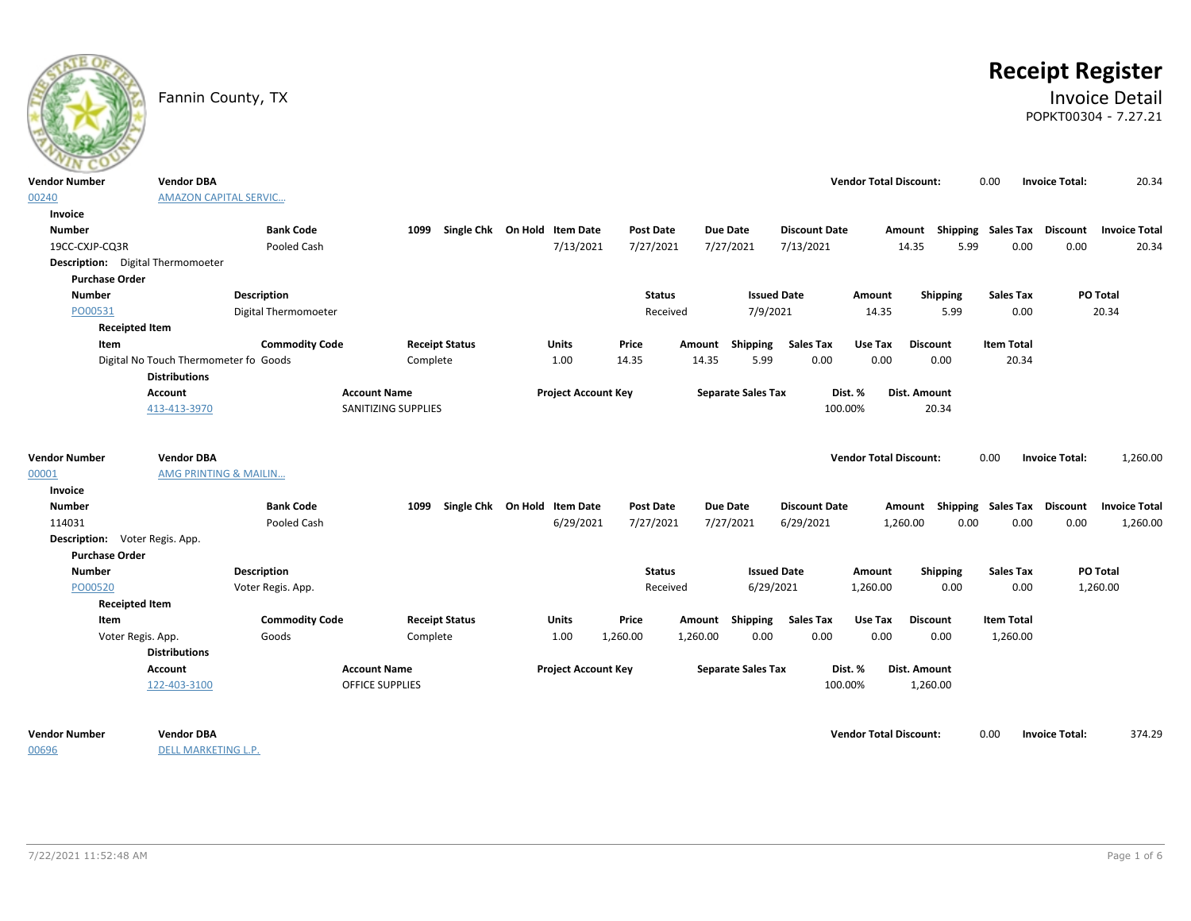Fannin County, TX

# Receipt Register

## Invoice Detail

POPKT00304 - 7.27.21

| Vendor Number | Vendor DBA | Vendor Total Discount: | Invoice Total: |
|---|---|---|---|
| 00240 | AMAZON CAPITAL SERVIC... | 0.00 | 20.34 |

**Invoice**

| Number | Bank Code | 1099 | Single Chk | On Hold | Item Date | Post Date | Due Date | Discount Date | Amount | Shipping | Sales Tax | Discount | Invoice Total |
|---|---|---|---|---|---|---|---|---|---|---|---|---|---|
| 19CC-CXJP-CQ3R | Pooled Cash | | | | 7/13/2021 | 7/27/2021 | 7/27/2021 | 7/13/2021 | 14.35 | 5.99 | 0.00 | 0.00 | 20.34 |

**Description:** Digital Thermomoeter

**Purchase Order**

| Number | Description | Status | Issued Date | Amount | Shipping | Sales Tax | PO Total |
|---|---|---|---|---|---|---|---|
| PO00531 | Digital Thermomoeter | Received | 7/9/2021 | 14.35 | 5.99 | 0.00 | 20.34 |

**Receipted Item**

| Item | Commodity Code | Receipt Status | Units | Price | Amount | Shipping | Sales Tax | Use Tax | Discount | Item Total |
|---|---|---|---|---|---|---|---|---|---|---|
| Digital No Touch Thermometer fo | Goods | Complete | 1.00 | 14.35 | 14.35 | 5.99 | 0.00 | 0.00 | 0.00 | 20.34 |

**Distributions**

| Account | Account Name | Project Account Key | Separate Sales Tax | Dist. % | Dist. Amount |
|---|---|---|---|---|---|
| 413-413-3970 | SANITIZING SUPPLIES | | | 100.00% | 20.34 |

| Vendor Number | Vendor DBA | Vendor Total Discount: | Invoice Total: |
|---|---|---|---|
| 00001 | AMG PRINTING & MAILIN... | 0.00 | 1,260.00 |

**Invoice**

| Number | Bank Code | 1099 | Single Chk | On Hold | Item Date | Post Date | Due Date | Discount Date | Amount | Shipping | Sales Tax | Discount | Invoice Total |
|---|---|---|---|---|---|---|---|---|---|---|---|---|---|
| 114031 | Pooled Cash | | | | 6/29/2021 | 7/27/2021 | 7/27/2021 | 6/29/2021 | 1,260.00 | 0.00 | 0.00 | 0.00 | 1,260.00 |

**Description:** Voter Regis. App.

**Purchase Order**

| Number | Description | Status | Issued Date | Amount | Shipping | Sales Tax | PO Total |
|---|---|---|---|---|---|---|---|
| PO00520 | Voter Regis. App. | Received | 6/29/2021 | 1,260.00 | 0.00 | 0.00 | 1,260.00 |

**Receipted Item**

| Item | Commodity Code | Receipt Status | Units | Price | Amount | Shipping | Sales Tax | Use Tax | Discount | Item Total |
|---|---|---|---|---|---|---|---|---|---|---|
| Voter Regis. App. | Goods | Complete | 1.00 | 1,260.00 | 1,260.00 | 0.00 | 0.00 | 0.00 | 0.00 | 1,260.00 |

**Distributions**

| Account | Account Name | Project Account Key | Separate Sales Tax | Dist. % | Dist. Amount |
|---|---|---|---|---|---|
| 122-403-3100 | OFFICE SUPPLIES | | | 100.00% | 1,260.00 |

| Vendor Number | Vendor DBA | Vendor Total Discount: | Invoice Total: |
|---|---|---|---|
| 00696 | DELL MARKETING L.P. | 0.00 | 374.29 |

7/22/2021 11:52:48 AM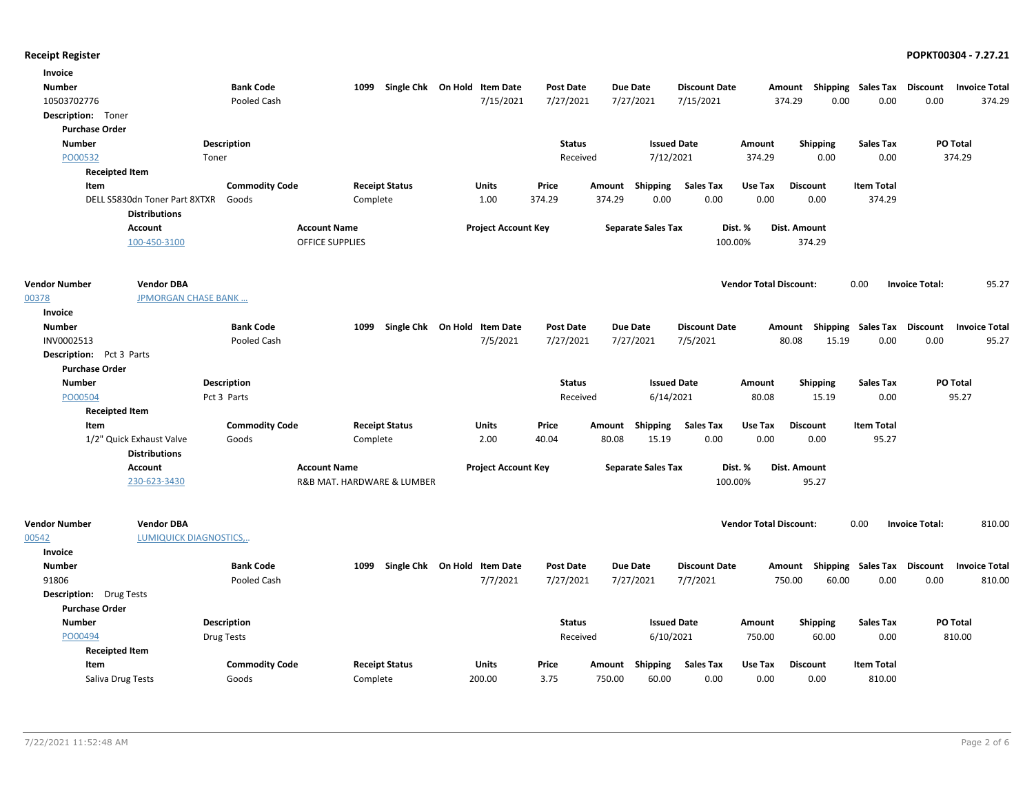**Receipt Register** **POPKT00304 - 7.27.21**

**Invoice**

| Number | Bank Code | 1099 | Single Chk | On Hold | Item Date | Post Date | Due Date | Discount Date | Amount | Shipping | Sales Tax | Discount | Invoice Total |
|---|---|---|---|---|---|---|---|---|---|---|---|---|---|
| 10503702776 | Pooled Cash | | | | 7/15/2021 | 7/27/2021 | 7/27/2021 | 7/15/2021 | 374.29 | 0.00 | 0.00 | 0.00 | 374.29 |

**Description:** Toner

**Purchase Order**

| Number | Description | Status | Issued Date | Amount | Shipping | Sales Tax | PO Total |
|---|---|---|---|---|---|---|---|
| PO00532 | Toner | Received | 7/12/2021 | 374.29 | 0.00 | 0.00 | 374.29 |

**Receipted Item**

| Item | Commodity Code | Receipt Status | Units | Price | Amount | Shipping | Sales Tax | Use Tax | Discount | Item Total |
|---|---|---|---|---|---|---|---|---|---|---|
| DELL S5830dn Toner Part 8XTXR | Goods | Complete | 1.00 | 374.29 | 374.29 | 0.00 | 0.00 | 0.00 | 0.00 | 374.29 |

**Distributions**

| Account | Account Name | Project Account Key | Separate Sales Tax | Dist. % | Dist. Amount |
|---|---|---|---|---|---|
| 100-450-3100 | OFFICE SUPPLIES | | | 100.00% | 374.29 |

| Vendor Number | Vendor DBA | Vendor Total Discount: | Invoice Total: |
|---|---|---|---|
| 00378 | JPMORGAN CHASE BANK ... | 0.00 | 95.27 |

**Invoice**

| Number | Bank Code | 1099 | Single Chk | On Hold | Item Date | Post Date | Due Date | Discount Date | Amount | Shipping | Sales Tax | Discount | Invoice Total |
|---|---|---|---|---|---|---|---|---|---|---|---|---|---|
| INV0002513 | Pooled Cash | | | | 7/5/2021 | 7/27/2021 | 7/27/2021 | 7/5/2021 | 80.08 | 15.19 | 0.00 | 0.00 | 95.27 |

**Description:** Pct 3 Parts

**Purchase Order**

| Number | Description | Status | Issued Date | Amount | Shipping | Sales Tax | PO Total |
|---|---|---|---|---|---|---|---|
| PO00504 | Pct 3 Parts | Received | 6/14/2021 | 80.08 | 15.19 | 0.00 | 95.27 |

**Receipted Item**

| Item | Commodity Code | Receipt Status | Units | Price | Amount | Shipping | Sales Tax | Use Tax | Discount | Item Total |
|---|---|---|---|---|---|---|---|---|---|---|
| 1/2" Quick Exhaust Valve | Goods | Complete | 2.00 | 40.04 | 80.08 | 15.19 | 0.00 | 0.00 | 0.00 | 95.27 |

**Distributions**

| Account | Account Name | Project Account Key | Separate Sales Tax | Dist. % | Dist. Amount |
|---|---|---|---|---|---|
| 230-623-3430 | R&B MAT. HARDWARE & LUMBER | | | 100.00% | 95.27 |

| Vendor Number | Vendor DBA | Vendor Total Discount: | Invoice Total: |
|---|---|---|---|
| 00542 | LUMIQUICK DIAGNOSTICS,.. | 0.00 | 810.00 |

**Invoice**

| Number | Bank Code | 1099 | Single Chk | On Hold | Item Date | Post Date | Due Date | Discount Date | Amount | Shipping | Sales Tax | Discount | Invoice Total |
|---|---|---|---|---|---|---|---|---|---|---|---|---|---|
| 91806 | Pooled Cash | | | | 7/7/2021 | 7/27/2021 | 7/27/2021 | 7/7/2021 | 750.00 | 60.00 | 0.00 | 0.00 | 810.00 |

**Description:** Drug Tests

**Purchase Order**

| Number | Description | Status | Issued Date | Amount | Shipping | Sales Tax | PO Total |
|---|---|---|---|---|---|---|---|
| PO00494 | Drug Tests | Received | 6/10/2021 | 750.00 | 60.00 | 0.00 | 810.00 |

**Receipted Item**

| Item | Commodity Code | Receipt Status | Units | Price | Amount | Shipping | Sales Tax | Use Tax | Discount | Item Total |
|---|---|---|---|---|---|---|---|---|---|---|
| Saliva Drug Tests | Goods | Complete | 200.00 | 3.75 | 750.00 | 60.00 | 0.00 | 0.00 | 0.00 | 810.00 |

7/22/2021 11:52:48 AM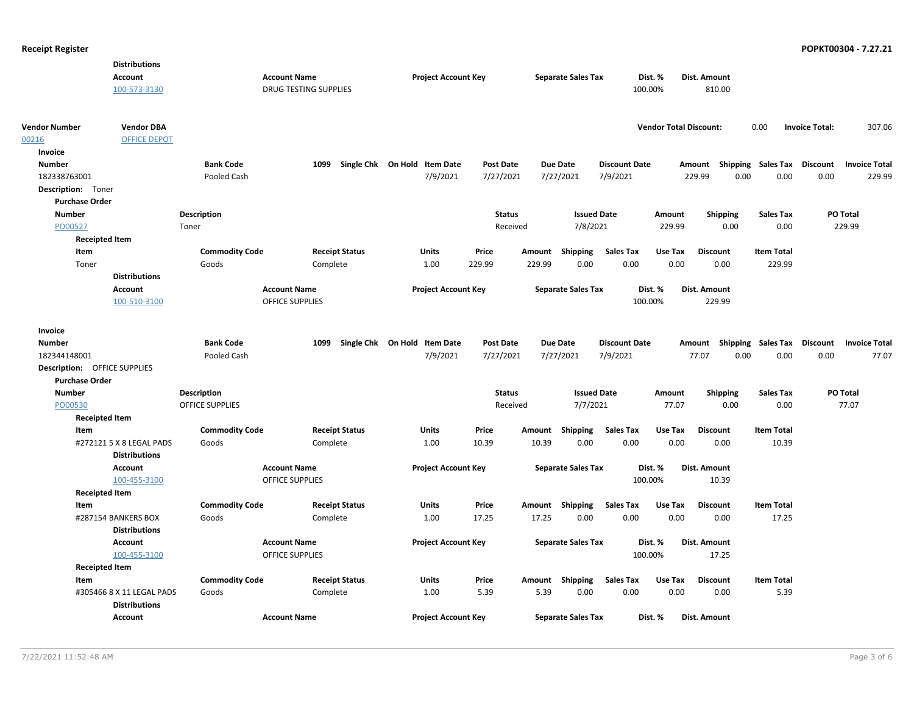**Distributions**

| Account | Account Name | Project Account Key | Separate Sales Tax | Dist. % | Dist. Amount |
|---|---|---|---|---|---|
| 100-573-3130 | DRUG TESTING SUPPLIES | | | 100.00% | 810.00 |

| Vendor Number | Vendor DBA | Vendor Total Discount: | 0.00 | Invoice Total: | 307.06 |
|---|---|---|---|---|---|
| 00216 | OFFICE DEPOT | | | | |

**Invoice**

| Number | Bank Code | 1099 | Single Chk | On Hold | Item Date | Post Date | Due Date | Discount Date | Amount | Shipping | Sales Tax | Discount | Invoice Total |
|---|---|---|---|---|---|---|---|---|---|---|---|---|---|
| 182338763001 | Pooled Cash | | | | 7/9/2021 | 7/27/2021 | 7/27/2021 | 7/9/2021 | 229.99 | 0.00 | 0.00 | 0.00 | 229.99 |

**Description:** Toner

**Purchase Order**

| Number | Description | Status | Issued Date | Amount | Shipping | Sales Tax | PO Total |
|---|---|---|---|---|---|---|---|
| PO00527 | Toner | Received | 7/8/2021 | 229.99 | 0.00 | 0.00 | 229.99 |

**Receipted Item**

| Item | Commodity Code | Receipt Status | Units | Price | Amount | Shipping | Sales Tax | Use Tax | Discount | Item Total |
|---|---|---|---|---|---|---|---|---|---|---|
| Toner | Goods | Complete | 1.00 | 229.99 | 229.99 | 0.00 | 0.00 | 0.00 | 0.00 | 229.99 |

**Distributions**

| Account | Account Name | Project Account Key | Separate Sales Tax | Dist. % | Dist. Amount |
|---|---|---|---|---|---|
| 100-510-3100 | OFFICE SUPPLIES | | | 100.00% | 229.99 |

**Invoice**

| Number | Bank Code | 1099 | Single Chk | On Hold | Item Date | Post Date | Due Date | Discount Date | Amount | Shipping | Sales Tax | Discount | Invoice Total |
|---|---|---|---|---|---|---|---|---|---|---|---|---|---|
| 182344148001 | Pooled Cash | | | | 7/9/2021 | 7/27/2021 | 7/27/2021 | 7/9/2021 | 77.07 | 0.00 | 0.00 | 0.00 | 77.07 |

**Description:** OFFICE SUPPLIES

**Purchase Order**

| Number | Description | Status | Issued Date | Amount | Shipping | Sales Tax | PO Total |
|---|---|---|---|---|---|---|---|
| PO00530 | OFFICE SUPPLIES | Received | 7/7/2021 | 77.07 | 0.00 | 0.00 | 77.07 |

**Receipted Item**

| Item | Commodity Code | Receipt Status | Units | Price | Amount | Shipping | Sales Tax | Use Tax | Discount | Item Total |
|---|---|---|---|---|---|---|---|---|---|---|
| #272121 5 X 8 LEGAL PADS | Goods | Complete | 1.00 | 10.39 | 10.39 | 0.00 | 0.00 | 0.00 | 0.00 | 10.39 |

**Distributions**

| Account | Account Name | Project Account Key | Separate Sales Tax | Dist. % | Dist. Amount |
|---|---|---|---|---|---|
| 100-455-3100 | OFFICE SUPPLIES | | | 100.00% | 10.39 |

**Receipted Item**

| Item | Commodity Code | Receipt Status | Units | Price | Amount | Shipping | Sales Tax | Use Tax | Discount | Item Total |
|---|---|---|---|---|---|---|---|---|---|---|
| #287154 BANKERS BOX | Goods | Complete | 1.00 | 17.25 | 17.25 | 0.00 | 0.00 | 0.00 | 0.00 | 17.25 |

**Distributions**

| Account | Account Name | Project Account Key | Separate Sales Tax | Dist. % | Dist. Amount |
|---|---|---|---|---|---|
| 100-455-3100 | OFFICE SUPPLIES | | | 100.00% | 17.25 |

**Receipted Item**

| Item | Commodity Code | Receipt Status | Units | Price | Amount | Shipping | Sales Tax | Use Tax | Discount | Item Total |
|---|---|---|---|---|---|---|---|---|---|---|
| #305466 8 X 11 LEGAL PADS | Goods | Complete | 1.00 | 5.39 | 5.39 | 0.00 | 0.00 | 0.00 | 0.00 | 5.39 |

**Distributions**

| Account | Account Name | Project Account Key | Separate Sales Tax | Dist. % | Dist. Amount |
|---|---|---|---|---|---|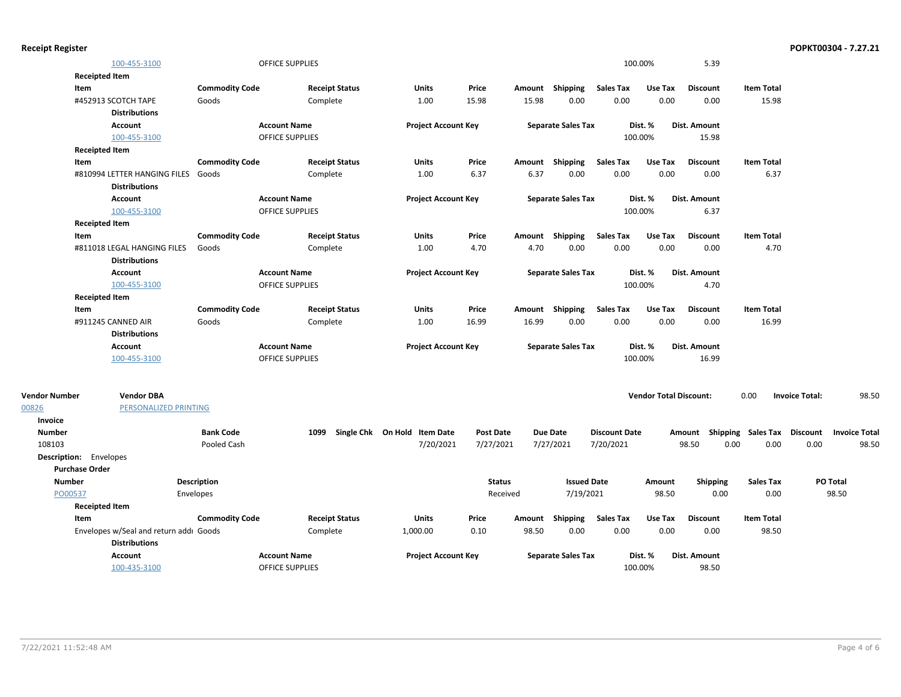| Account | Account Name | Project Account Key | Separate Sales Tax | Dist. % | Dist. Amount |
|---|---|---|---|---|---|
| 100-455-3100 | OFFICE SUPPLIES | | | 100.00% | 5.39 |

**Receipted Item**

| Item | Commodity Code | Receipt Status | Units | Price | Amount | Shipping | Sales Tax | Use Tax | Discount | Item Total |
|---|---|---|---|---|---|---|---|---|---|---|
| #452913 SCOTCH TAPE | Goods | Complete | 1.00 | 15.98 | 15.98 | 0.00 | 0.00 | 0.00 | 0.00 | 15.98 |

**Distributions**

| Account | Account Name | Project Account Key | Separate Sales Tax | Dist. % | Dist. Amount |
|---|---|---|---|---|---|
| 100-455-3100 | OFFICE SUPPLIES | | | 100.00% | 15.98 |

**Receipted Item**

| Item | Commodity Code | Receipt Status | Units | Price | Amount | Shipping | Sales Tax | Use Tax | Discount | Item Total |
|---|---|---|---|---|---|---|---|---|---|---|
| #810994 LETTER HANGING FILES | Goods | Complete | 1.00 | 6.37 | 6.37 | 0.00 | 0.00 | 0.00 | 0.00 | 6.37 |

**Distributions**

| Account | Account Name | Project Account Key | Separate Sales Tax | Dist. % | Dist. Amount |
|---|---|---|---|---|---|
| 100-455-3100 | OFFICE SUPPLIES | | | 100.00% | 6.37 |

**Receipted Item**

| Item | Commodity Code | Receipt Status | Units | Price | Amount | Shipping | Sales Tax | Use Tax | Discount | Item Total |
|---|---|---|---|---|---|---|---|---|---|---|
| #811018 LEGAL HANGING FILES | Goods | Complete | 1.00 | 4.70 | 4.70 | 0.00 | 0.00 | 0.00 | 0.00 | 4.70 |

**Distributions**

| Account | Account Name | Project Account Key | Separate Sales Tax | Dist. % | Dist. Amount |
|---|---|---|---|---|---|
| 100-455-3100 | OFFICE SUPPLIES | | | 100.00% | 4.70 |

**Receipted Item**

| Item | Commodity Code | Receipt Status | Units | Price | Amount | Shipping | Sales Tax | Use Tax | Discount | Item Total |
|---|---|---|---|---|---|---|---|---|---|---|
| #911245 CANNED AIR | Goods | Complete | 1.00 | 16.99 | 16.99 | 0.00 | 0.00 | 0.00 | 0.00 | 16.99 |

**Distributions**

| Account | Account Name | Project Account Key | Separate Sales Tax | Dist. % | Dist. Amount |
|---|---|---|---|---|---|
| 100-455-3100 | OFFICE SUPPLIES | | | 100.00% | 16.99 |

| Vendor Number | Vendor DBA | Vendor Total Discount: | Invoice Total: |
|---|---|---|---|
| 00826 | PERSONALIZED PRINTING | 0.00 | 98.50 |

**Invoice**

| Number | Bank Code | 1099 | Single Chk | On Hold | Item Date | Post Date | Due Date | Discount Date | Amount | Shipping | Sales Tax | Discount | Invoice Total |
|---|---|---|---|---|---|---|---|---|---|---|---|---|---|
| 108103 | Pooled Cash | | | | 7/20/2021 | 7/27/2021 | 7/27/2021 | 7/20/2021 | 98.50 | 0.00 | 0.00 | 0.00 | 98.50 |

**Description:** Envelopes

**Purchase Order**

| Number | Description | Status | Issued Date | Amount | Shipping | Sales Tax | PO Total |
|---|---|---|---|---|---|---|---|
| PO00537 | Envelopes | Received | 7/19/2021 | 98.50 | 0.00 | 0.00 | 98.50 |

**Receipted Item**

| Item | Commodity Code | Receipt Status | Units | Price | Amount | Shipping | Sales Tax | Use Tax | Discount | Item Total |
|---|---|---|---|---|---|---|---|---|---|---|
| Envelopes w/Seal and return addı | Goods | Complete | 1,000.00 | 0.10 | 98.50 | 0.00 | 0.00 | 0.00 | 0.00 | 98.50 |

**Distributions**

| Account | Account Name | Project Account Key | Separate Sales Tax | Dist. % | Dist. Amount |
|---|---|---|---|---|---|
| 100-435-3100 | OFFICE SUPPLIES | | | 100.00% | 98.50 |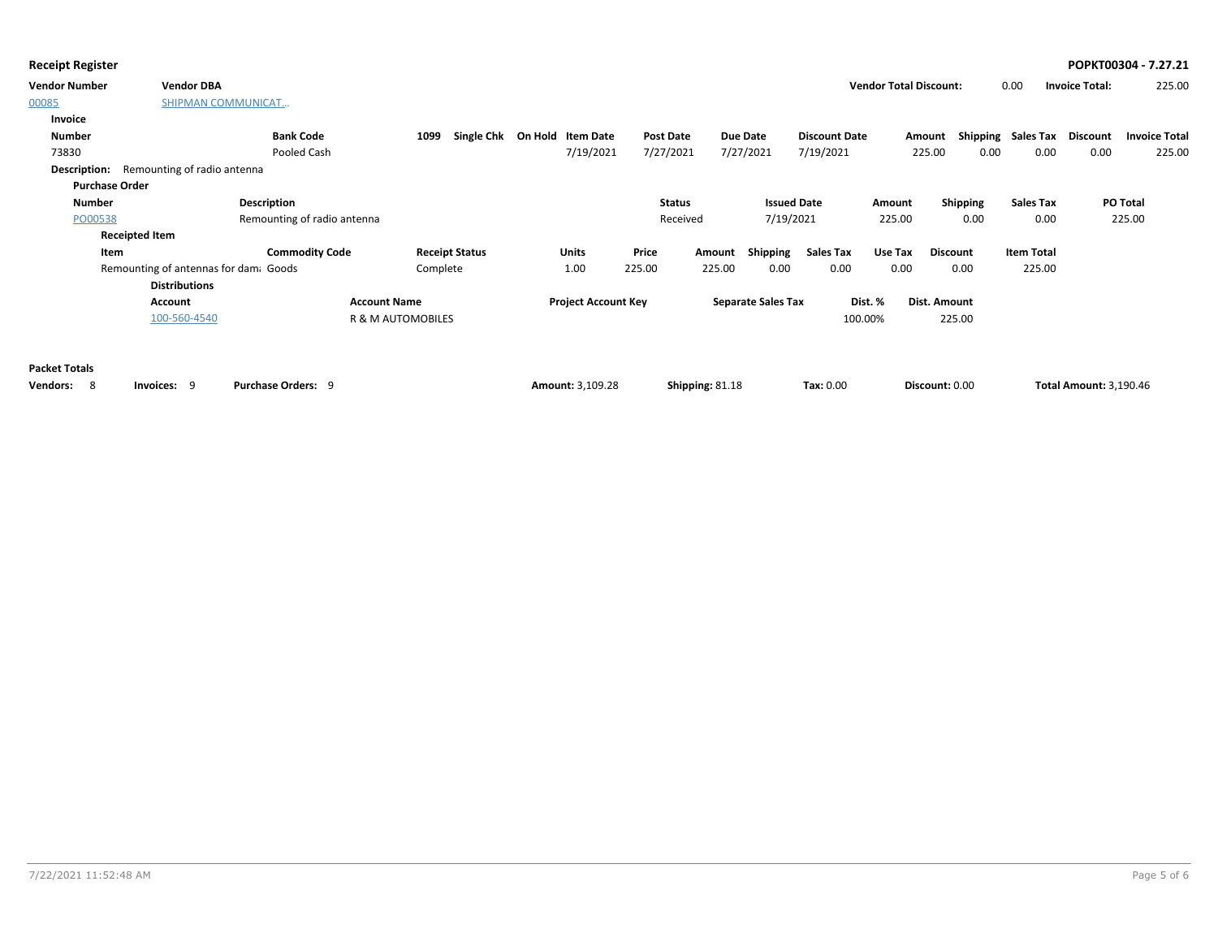**Receipt Register** **POPKT00304 - 7.27.21**

| Vendor Number | Vendor DBA | Vendor Total Discount: | 0.00 | Invoice Total: | 225.00 |
|---|---|---|---|---|---|
| 00085 | SHIPMAN COMMUNICAT... | | | | |

**Invoice**

| Number | Bank Code | 1099 | Single Chk | On Hold | Item Date | Post Date | Due Date | Discount Date | Amount | Shipping | Sales Tax | Discount | Invoice Total |
|---|---|---|---|---|---|---|---|---|---|---|---|---|---|
| 73830 | Pooled Cash | | | | 7/19/2021 | 7/27/2021 | 7/27/2021 | 7/19/2021 | 225.00 | 0.00 | 0.00 | 0.00 | 225.00 |

**Description:** Remounting of radio antenna

**Purchase Order**

| Number | Description | Status | Issued Date | Amount | Shipping | Sales Tax | PO Total |
|---|---|---|---|---|---|---|---|
| PO00538 | Remounting of radio antenna | Received | 7/19/2021 | 225.00 | 0.00 | 0.00 | 225.00 |

**Receipted Item**

| Item | Commodity Code | Receipt Status | Units | Price | Amount | Shipping | Sales Tax | Use Tax | Discount | Item Total |
|---|---|---|---|---|---|---|---|---|---|---|
| Remounting of antennas for dam: | Goods | Complete | 1.00 | 225.00 | 225.00 | 0.00 | 0.00 | 0.00 | 0.00 | 225.00 |

**Distributions**

| Account | Account Name | Project Account Key | Separate Sales Tax | Dist. % | Dist. Amount |
|---|---|---|---|---|---|
| 100-560-4540 | R & M AUTOMOBILES | | | 100.00% | 225.00 |

**Packet Totals**

**Vendors:** 8 **Invoices:** 9 **Purchase Orders:** 9 **Amount:** 3,109.28 **Shipping:** 81.18 **Tax:** 0.00 **Discount:** 0.00 **Total Amount:** 3,190.46

7/22/2021 11:52:48 AM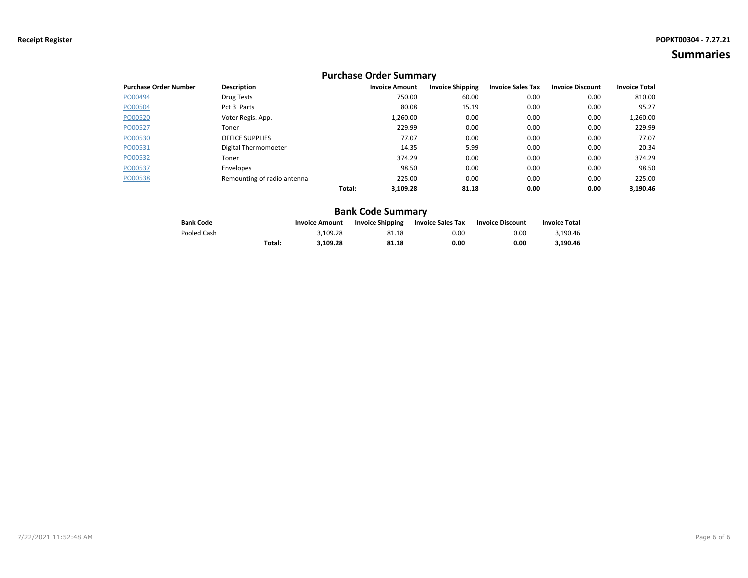## Summaries

### Purchase Order Summary

| Purchase Order Number | Description | | Invoice Amount | Invoice Shipping | Invoice Sales Tax | Invoice Discount | Invoice Total |
|---|---|---|---|---|---|---|---|
| PO00494 | Drug Tests | | 750.00 | 60.00 | 0.00 | 0.00 | 810.00 |
| PO00504 | Pct 3 Parts | | 80.08 | 15.19 | 0.00 | 0.00 | 95.27 |
| PO00520 | Voter Regis. App. | | 1,260.00 | 0.00 | 0.00 | 0.00 | 1,260.00 |
| PO00527 | Toner | | 229.99 | 0.00 | 0.00 | 0.00 | 229.99 |
| PO00530 | OFFICE SUPPLIES | | 77.07 | 0.00 | 0.00 | 0.00 | 77.07 |
| PO00531 | Digital Thermomoeter | | 14.35 | 5.99 | 0.00 | 0.00 | 20.34 |
| PO00532 | Toner | | 374.29 | 0.00 | 0.00 | 0.00 | 374.29 |
| PO00537 | Envelopes | | 98.50 | 0.00 | 0.00 | 0.00 | 98.50 |
| PO00538 | Remounting of radio antenna | | 225.00 | 0.00 | 0.00 | 0.00 | 225.00 |
| | | **Total:** | **3,109.28** | **81.18** | **0.00** | **0.00** | **3,190.46** |

### Bank Code Summary

| Bank Code | | Invoice Amount | Invoice Shipping | Invoice Sales Tax | Invoice Discount | Invoice Total |
|---|---|---|---|---|---|---|
| Pooled Cash | | 3,109.28 | 81.18 | 0.00 | 0.00 | 3,190.46 |
| | **Total:** | **3,109.28** | **81.18** | **0.00** | **0.00** | **3,190.46** |